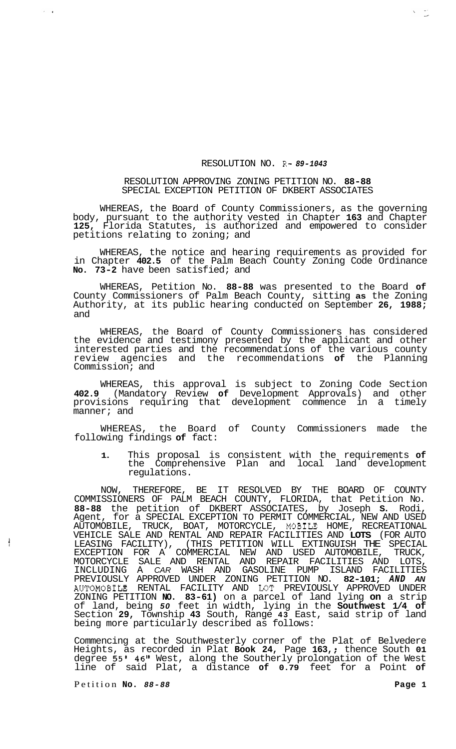RESOLUTION NO. R- *89-1043*

RESOLUTION APPROVING ZONING PETITION NO. **88-88**
SPECIAL EXCEPTION PETITION OF DKBERT ASSOCIATES

WHEREAS, the Board of County Commissioners, as the governing body, pursuant to the authority vested in Chapter **163** and Chapter **125**, Florida Statutes, is authorized and empowered to consider petitions relating to zoning; and

WHEREAS, the notice and hearing requirements as provided for in Chapter **402.5** of the Palm Beach County Zoning Code Ordinance **No. 73-2** have been satisfied; and

WHEREAS, Petition No. **88-88** was presented to the Board **of** County Commissioners of Palm Beach County, sitting **as** the Zoning Authority, at its public hearing conducted on September **26, 1988;** and

WHEREAS, the Board of County Commissioners has considered the evidence and testimony presented by the applicant and other interested parties and the recommendations of the various county review agencies and the recommendations **of** the Planning Commission; and

WHEREAS, this approval is subject to Zoning Code Section **402.9** (Mandatory Review **of** Development Approvals) and other provisions requiring that development commence in a timely manner; and

WHEREAS, the Board of County Commissioners made the following findings **of** fact:

1. This proposal is consistent with the requirements **of** the Comprehensive Plan and local land development regulations.

NOW, THEREFORE, BE IT RESOLVED BY THE BOARD OF COUNTY COMMISSIONERS OF PALM BEACH COUNTY, FLORIDA, that Petition No. **88-88** the petition of DKBERT ASSOCIATES, by Joseph **S.** Rodi, Agent, for a SPECIAL EXCEPTION TO PERMIT COMMERCIAL, NEW AND USED AUTOMOBILE, TRUCK, BOAT, MOTORCYCLE, MOBILE HOME, RECREATIONAL VEHICLE SALE AND RENTAL AND REPAIR FACILITIES AND **LOTS** (FOR AUTO LEASING FACILITY), (THIS PETITION WILL EXTINGUISH **THE** SPECIAL EXCEPTION FOR A COMMERCIAL NEW AND USED AUTOMOBILE, TRUCK, MOTORCYCLE SALE AND RENTAL AND REPAIR FACILITIES AND LOTS, INCLUDING A *CAR* WASH AND GASOLINE PUMP ISLAND FACILITIES PREVIOUSLY APPROVED UNDER ZONING PETITION NO. **82-101;** ***AND AN*** AUTOMOBILE RENTAL FACILITY AND LOT PREVIOUSLY APPROVED UNDER ZONING PETITION **NO. 83-61)** on a parcel of land lying **on** a strip of land, being ***50*** feet in width, lying in the **Southwest 1/4 of** Section **29,** Township **43** South, Range **43** East, said strip of land being more particularly described as follows:

Commencing at the Southwesterly corner of the Plat of Belvedere Heights, as recorded in Plat **Book 24,** Page **163,;** thence South **01** degree **55' 46"** West, along the Southerly prolongation of the West line of said Plat, a distance **of 0.79** feet for a Point **of**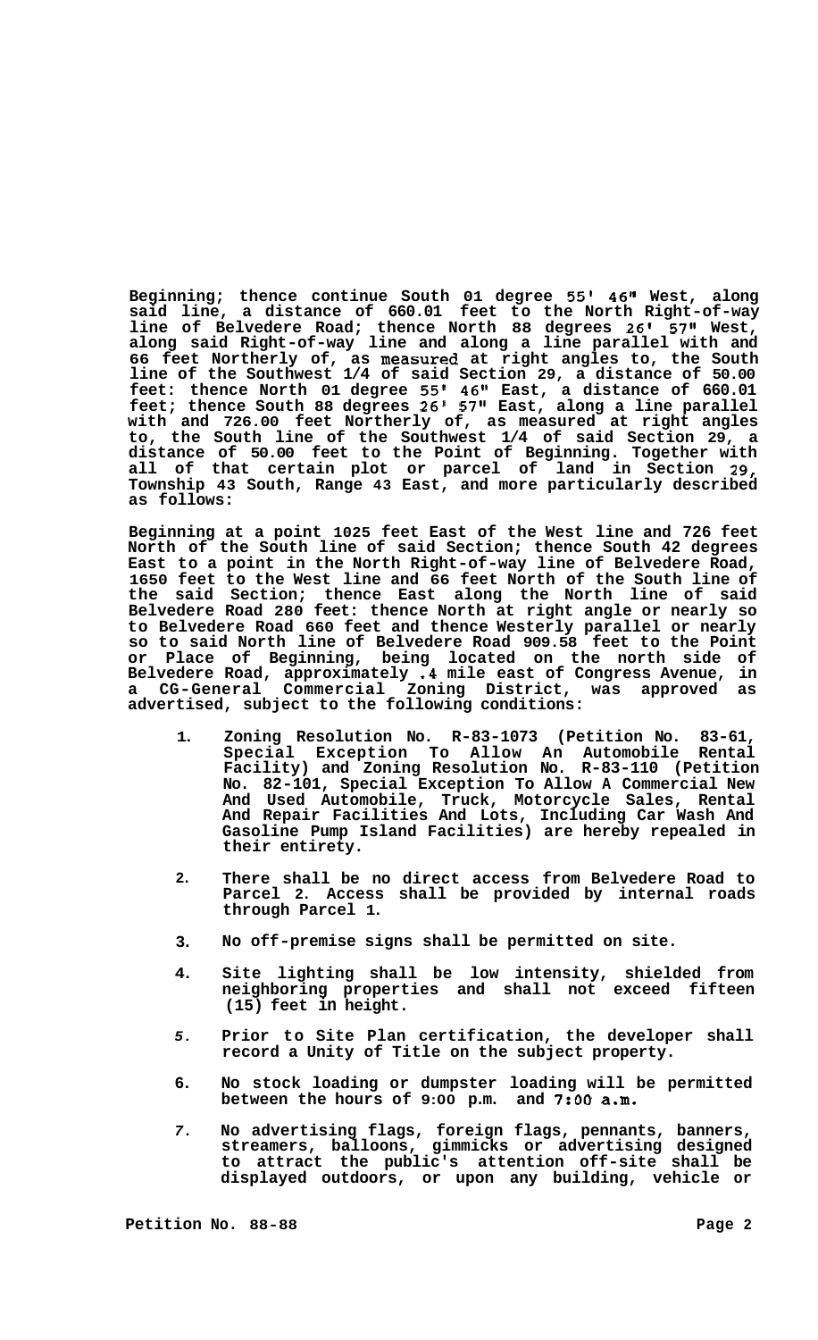**Beginning; thence continue South 01 degree 55' 46" West, along said line, a distance of 660.01 feet to the North Right-of-way line of Belvedere Road; thence North 88 degrees 26' 57" West, along said Right-of-way line and along a line parallel with and 66 feet Northerly of, as measured at right angles to, the South line of the Southwest 1/4 of said Section 29, a distance of 50.00 feet: thence North 01 degree 55' 46" East, a distance of 660.01 feet; thence South 88 degrees 26' 57" East, along a line parallel with and 726.00 feet Northerly of, as measured at right angles to, the South line of the Southwest 1/4 of said Section 29, a distance of 50.00 feet to the Point of Beginning. Together with all of that certain plot or parcel of land in Section 29, Township 43 South, Range 43 East, and more particularly described as follows:**

**Beginning at a point 1025 feet East of the West line and 726 feet North of the South line of said Section; thence South 42 degrees East to a point in the North Right-of-way line of Belvedere Road, 1650 feet to the West line and 66 feet North of the South line of the said Section; thence East along the North line of said Belvedere Road 280 feet: thence North at right angle or nearly so to Belvedere Road 660 feet and thence Westerly parallel or nearly so to said North line of Belvedere Road 909.58 feet to the Point or Place of Beginning, being located on the north side of Belvedere Road, approximately .4 mile east of Congress Avenue, in a CG-General Commercial Zoning District, was approved as advertised, subject to the following conditions:**

1. **Zoning Resolution No. R-83-1073 (Petition No. 83-61, Special Exception To Allow An Automobile Rental Facility) and Zoning Resolution No. R-83-110 (Petition No. 82-101, Special Exception To Allow A Commercial New And Used Automobile, Truck, Motorcycle Sales, Rental And Repair Facilities And Lots, Including Car Wash And Gasoline Pump Island Facilities) are hereby repealed in their entirety.**

2. **There shall be no direct access from Belvedere Road to Parcel 2. Access shall be provided by internal roads through Parcel 1.**

3. **No off-premise signs shall be permitted on site.**

4. **Site lighting shall be low intensity, shielded from neighboring properties and shall not exceed fifteen (15) feet in height.**

5. **Prior to Site Plan certification, the developer shall record a Unity of Title on the subject property.**

6. **No stock loading or dumpster loading will be permitted between the hours of 9:00 p.m. and 7:00 a.m.**

7. **No advertising flags, foreign flags, pennants, banners, streamers, balloons, gimmicks or advertising designed to attract the public's attention off-site shall be displayed outdoors, or upon any building, vehicle or**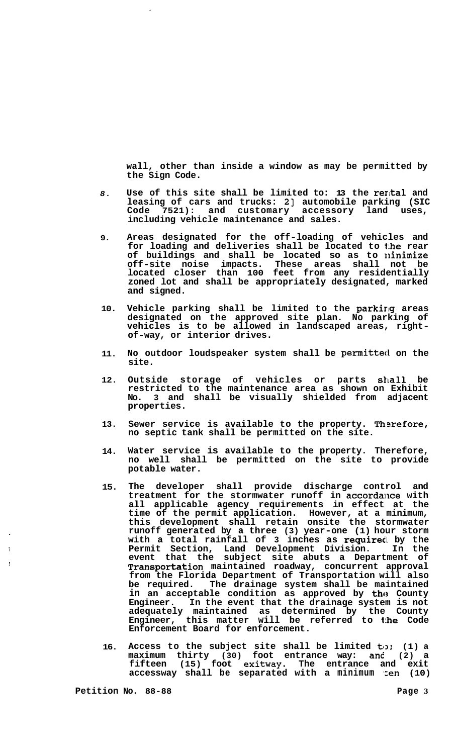wall, other than inside a window as may be permitted by the Sign Code.

8. Use of this site shall be limited to: 1) the rental and leasing of cars and trucks: 2) automobile parking (SIC Code 7521): and customary accessory land uses, including vehicle maintenance and sales.

9. Areas designated for the off-loading of vehicles and for loading and deliveries shall be located to the rear of buildings and shall be located so as to minimize off-site noise impacts. These areas shall not be located closer than 100 feet from any residentially zoned lot and shall be appropriately designated, marked and signed.

10. Vehicle parking shall be limited to the parking areas designated on the approved site plan. No parking of vehicles is to be allowed in landscaped areas, right-of-way, or interior drives.

11. No outdoor loudspeaker system shall be permitted on the site.

12. Outside storage of vehicles or parts shall be restricted to the maintenance area as shown on Exhibit No. 3 and shall be visually shielded from adjacent properties.

13. Sewer service is available to the property. Therefore, no septic tank shall be permitted on the site.

14. Water service is available to the property. Therefore, no well shall be permitted on the site to provide potable water.

15. The developer shall provide discharge control and treatment for the stormwater runoff in accordance with all applicable agency requirements in effect at the time of the permit application. However, at a minimum, this development shall retain onsite the stormwater runoff generated by a three (3) year-one (1) hour storm with a total rainfall of 3 inches as required by the Permit Section, Land Development Division. In the event that the subject site abuts a Department of Transportation maintained roadway, concurrent approval from the Florida Department of Transportation will also be required. The drainage system shall be maintained in an acceptable condition as approved by the County Engineer. In the event that the drainage system is not adequately maintained as determined by the County Engineer, this matter will be referred to the Code Enforcement Board for enforcement.

16. Access to the subject site shall be limited to; (1) a maximum thirty (30) foot entrance way: and (2) a fifteen (15) foot exitway. The entrance and exit accessway shall be separated with a minimum ten (10)

Petition No. 88-88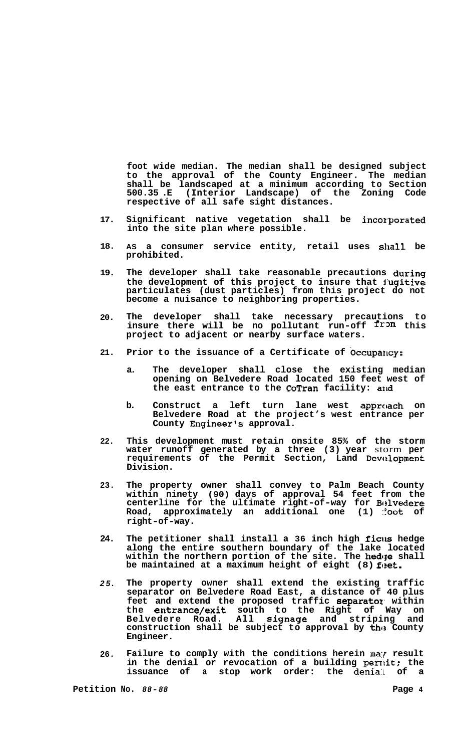**foot wide median. The median shall be designed subject to the approval of the County Engineer. The median shall be landscaped at a minimum according to Section 500.35 .E (Interior Landscape) of the Zoning Code respective of all safe sight distances.**

17. **Significant native vegetation shall be incorporated into the site plan where possible.**

18. **AS a consumer service entity, retail uses shall be prohibited.**

19. **The developer shall take reasonable precautions during the development of this project to insure that fugitive particulates (dust particles) from this project do not become a nuisance to neighboring properties.**

20. **The developer shall take necessary precautions to insure there will be no pollutant run-off from this project to adjacent or nearby surface waters.**

21. **Prior to the issuance of a Certificate of Occupancy:**

    a. **The developer shall close the existing median opening on Belvedere Road located 150 feet west of the east entrance to the CoTran facility: and**

    b. **Construct a left turn lane west approach on Belvedere Road at the project's west entrance per County Engineer's approval.**

22. **This development must retain onsite 85% of the storm water runoff generated by a three (3) year storm per requirements of the Permit Section, Land Development Division.**

23. **The property owner shall convey to Palm Beach County within ninety (90) days of approval 54 feet from the centerline for the ultimate right-of-way for Belvedere Road, approximately an additional one (1) foot of right-of-way.**

24. **The petitioner shall install a 36 inch high ficus hedge along the entire southern boundary of the lake located within the northern portion of the site. The hedge shall be maintained at a maximum height of eight (8) feet.**

25. **The property owner shall extend the existing traffic separator on Belvedere Road East, a distance of 40 plus feet and extend the proposed traffic separator within the entrance/exit south to the Right of Way on Belvedere Road. All signage and striping and construction shall be subject to approval by the County Engineer.**

26. **Failure to comply with the conditions herein may result in the denial or revocation of a building permit; the issuance of a stop work order: the denial of a**

**Petition No.** ***88-88***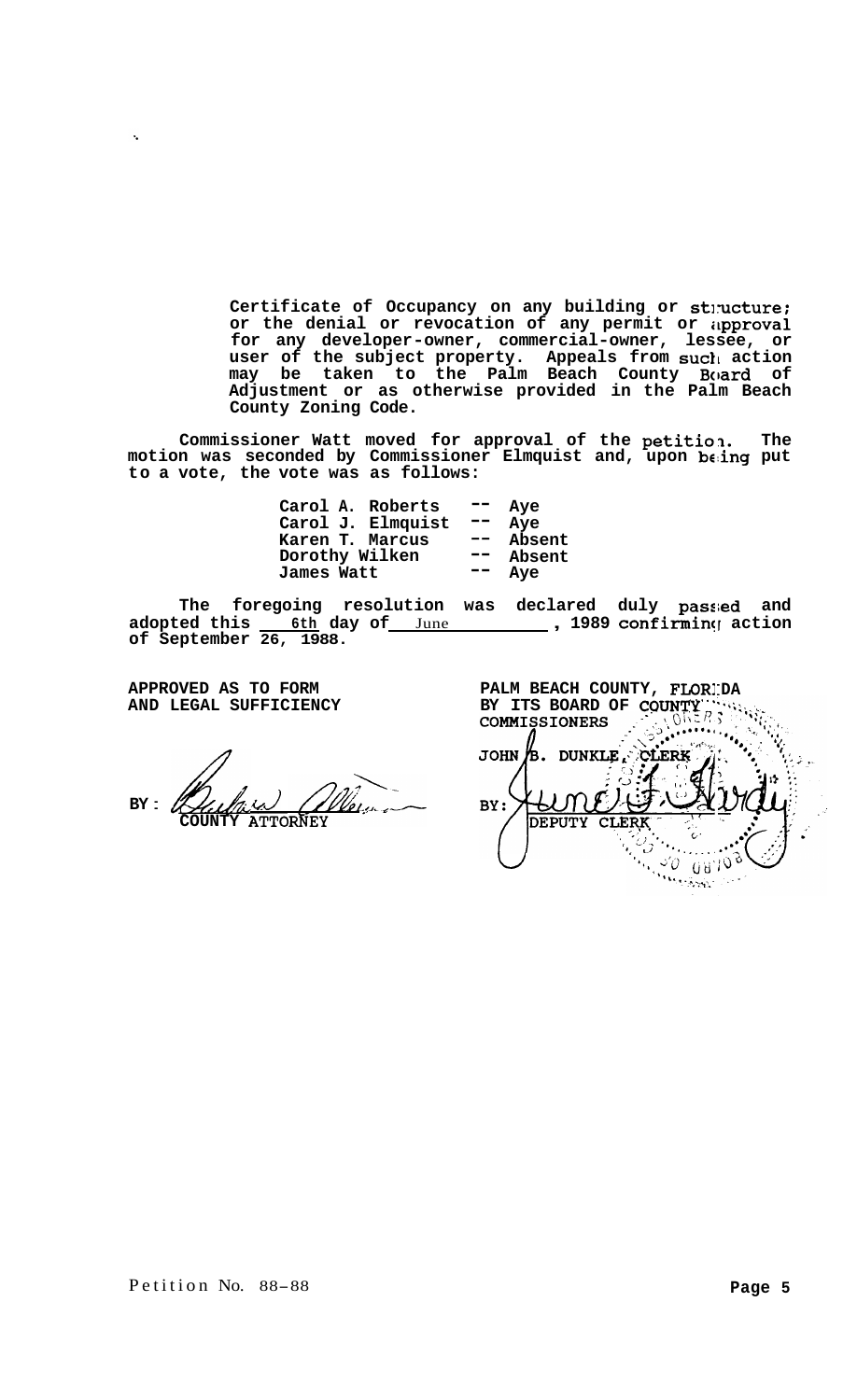**Certificate of Occupancy on any building or structure; or the denial or revocation of any permit or approval for any developer-owner, commercial-owner, lessee, or user of the subject property. Appeals from such action may be taken to the Palm Beach County Board of Adjustment or as otherwise provided in the Palm Beach County Zoning Code.**

**Commissioner Watt moved for approval of the petition. The motion was seconded by Commissioner Elmquist and, upon being put to a vote, the vote was as follows:**

| | | |
|---|---|---|
| **Carol A. Roberts** | **--** | **Aye** |
| **Carol J. Elmquist** | **--** | **Aye** |
| **Karen T. Marcus** | **--** | **Absent** |
| **Dorothy Wilken** | **--** | **Absent** |
| **James Watt** | **--** | **Aye** |

**The foregoing resolution was declared duly passed and adopted this 6th day of** June **, 1989 confirming action of September 26, 1988.**

**APPROVED AS TO FORM AND LEGAL SUFFICIENCY**

**BY: COUNTY ATTORNEY**

**PALM BEACH COUNTY, FLORIDA BY ITS BOARD OF COUNTY COMMISSIONERS**

**JOHN B. DUNKLE, CLERK**

**BY: DEPUTY CLERK**

Petition No. 88-88